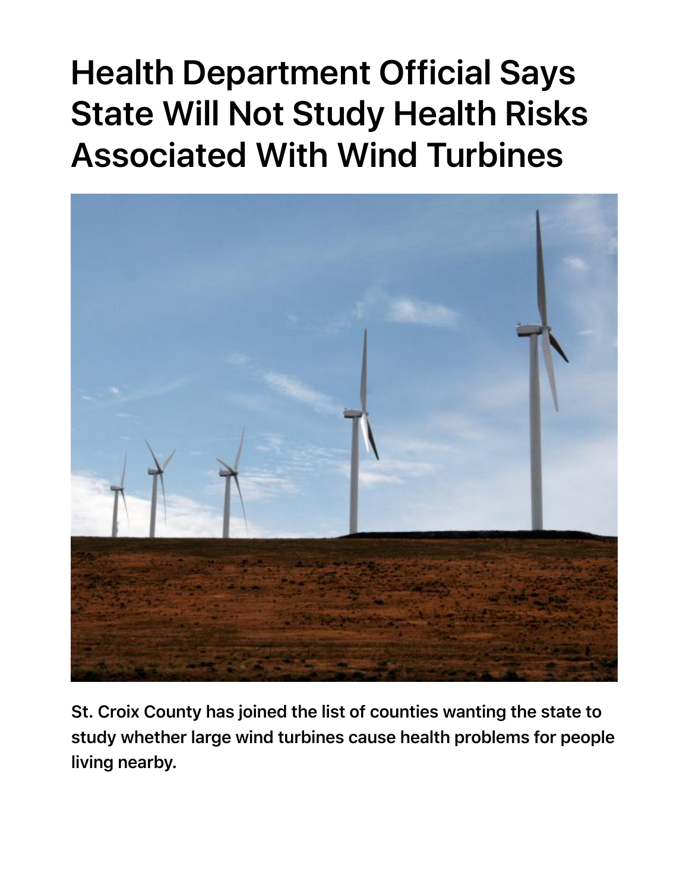# Health Department Official Says State Will Not Study Health Risks Associated With Wind Turbines

**St. Croix County has joined the list of counties wanting the state to study whether large wind turbines cause health problems for people living nearby.**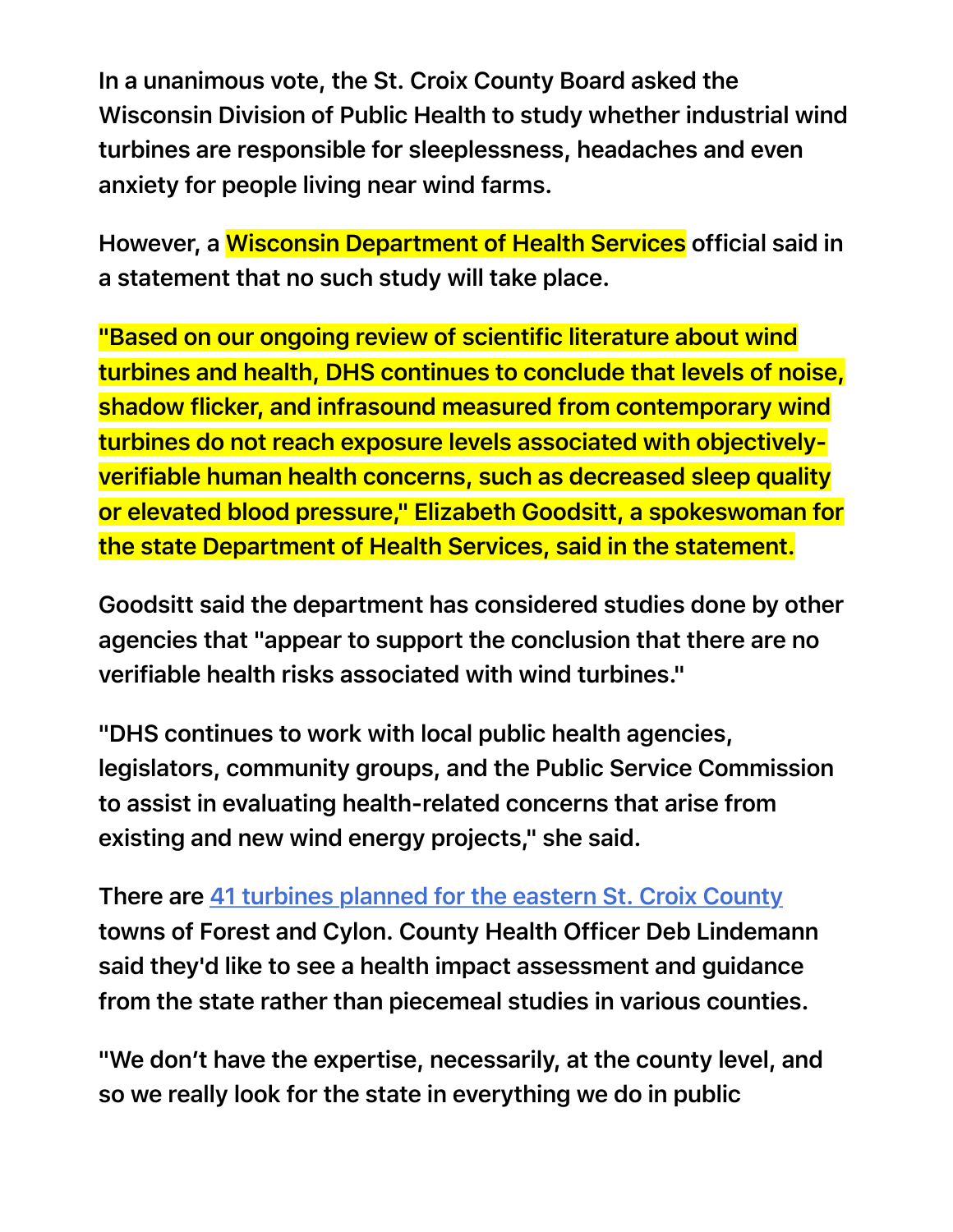In a unanimous vote, the St. Croix County Board asked the Wisconsin Division of Public Health to study whether industrial wind turbines are responsible for sleeplessness, headaches and even anxiety for people living near wind farms.

However, a Wisconsin Department of Health Services official said in a statement that no such study will take place.

"Based on our ongoing review of scientific literature about wind turbines and health, DHS continues to conclude that levels of noise, shadow flicker, and infrasound measured from contemporary wind turbines do not reach exposure levels associated with objectively-verifiable human health concerns, such as decreased sleep quality or elevated blood pressure," Elizabeth Goodsitt, a spokeswoman for the state Department of Health Services, said in the statement.

Goodsitt said the department has considered studies done by other agencies that "appear to support the conclusion that there are no verifiable health risks associated with wind turbines."

"DHS continues to work with local public health agencies, legislators, community groups, and the Public Service Commission to assist in evaluating health-related concerns that arise from existing and new wind energy projects," she said.

There are 41 turbines planned for the eastern St. Croix County towns of Forest and Cylon. County Health Officer Deb Lindemann said they'd like to see a health impact assessment and guidance from the state rather than piecemeal studies in various counties.

"We don’t have the expertise, necessarily, at the county level, and so we really look for the state in everything we do in public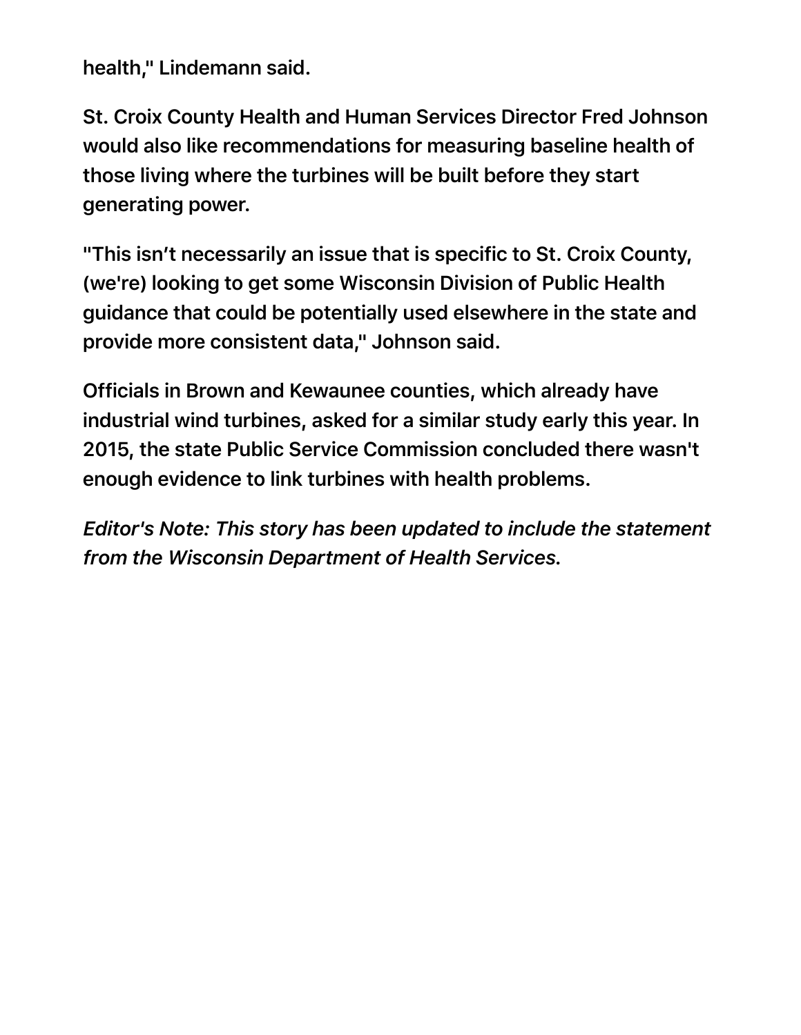health," Lindemann said.

St. Croix County Health and Human Services Director Fred Johnson would also like recommendations for measuring baseline health of those living where the turbines will be built before they start generating power.

"This isn't necessarily an issue that is specific to St. Croix County, (we're) looking to get some Wisconsin Division of Public Health guidance that could be potentially used elsewhere in the state and provide more consistent data," Johnson said.

Officials in Brown and Kewaunee counties, which already have industrial wind turbines, asked for a similar study early this year. In 2015, the state Public Service Commission concluded there wasn't enough evidence to link turbines with health problems.

*Editor's Note: This story has been updated to include the statement from the Wisconsin Department of Health Services.*